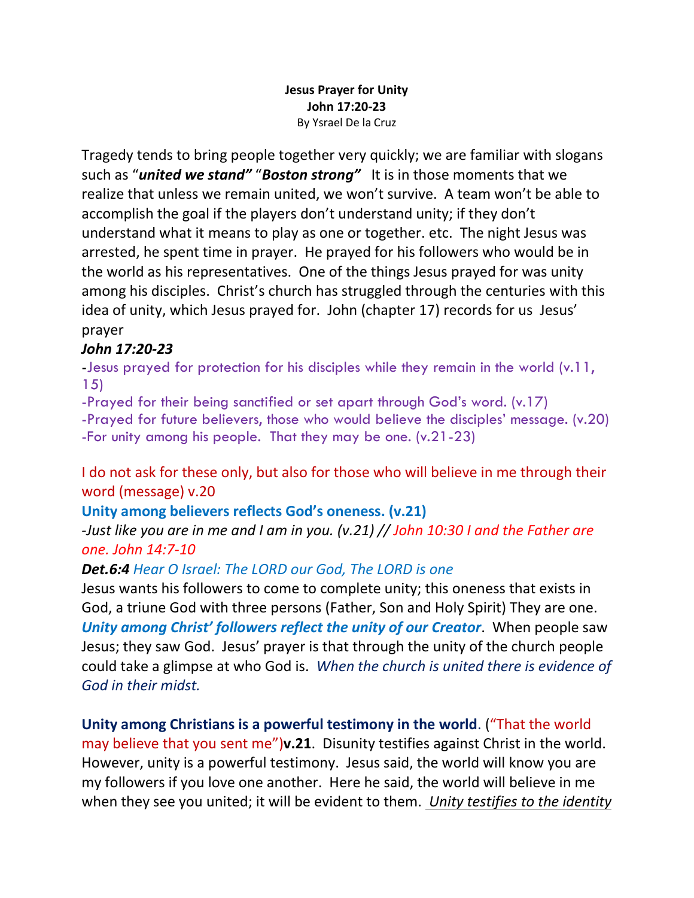**Jesus Prayer for Unity**
**John 17:20-23**
By Ysrael De la Cruz

Tragedy tends to bring people together very quickly; we are familiar with slogans such as "***united we stand"*** "***Boston strong"*** It is in those moments that we realize that unless we remain united, we won't survive. A team won't be able to accomplish the goal if the players don't understand unity; if they don't understand what it means to play as one or together. etc. The night Jesus was arrested, he spent time in prayer. He prayed for his followers who would be in the world as his representatives. One of the things Jesus prayed for was unity among his disciples. Christ's church has struggled through the centuries with this idea of unity, which Jesus prayed for. John (chapter 17) records for us Jesus' prayer

***John 17:20-23***

-Jesus prayed for protection for his disciples while they remain in the world (v.11, 15)
-Prayed for their being sanctified or set apart through God's word. (v.17)
-Prayed for future believers, those who would believe the disciples' message. (v.20)
-For unity among his people. That they may be one. (v.21-23)

I do not ask for these only, but also for those who will believe in me through their word (message) v.20

**Unity among believers reflects God's oneness. (v.21)**

*-Just like you are in me and I am in you. (v.21) // John 10:30 I and the Father are one. John 14:7-10*

***Det.6:4*** *Hear O Israel: The LORD our God, The LORD is one*

Jesus wants his followers to come to complete unity; this oneness that exists in God, a triune God with three persons (Father, Son and Holy Spirit) They are one. ***Unity among Christ' followers reflect the unity of our Creator***. When people saw Jesus; they saw God. Jesus' prayer is that through the unity of the church people could take a glimpse at who God is. *When the church is united there is evidence of God in their midst.*

**Unity among Christians is a powerful testimony in the world**. ("That the world may believe that you sent me")**v.21**. Disunity testifies against Christ in the world. However, unity is a powerful testimony. Jesus said, the world will know you are my followers if you love one another. Here he said, the world will believe in me when they see you united; it will be evident to them. *Unity testifies to the identity*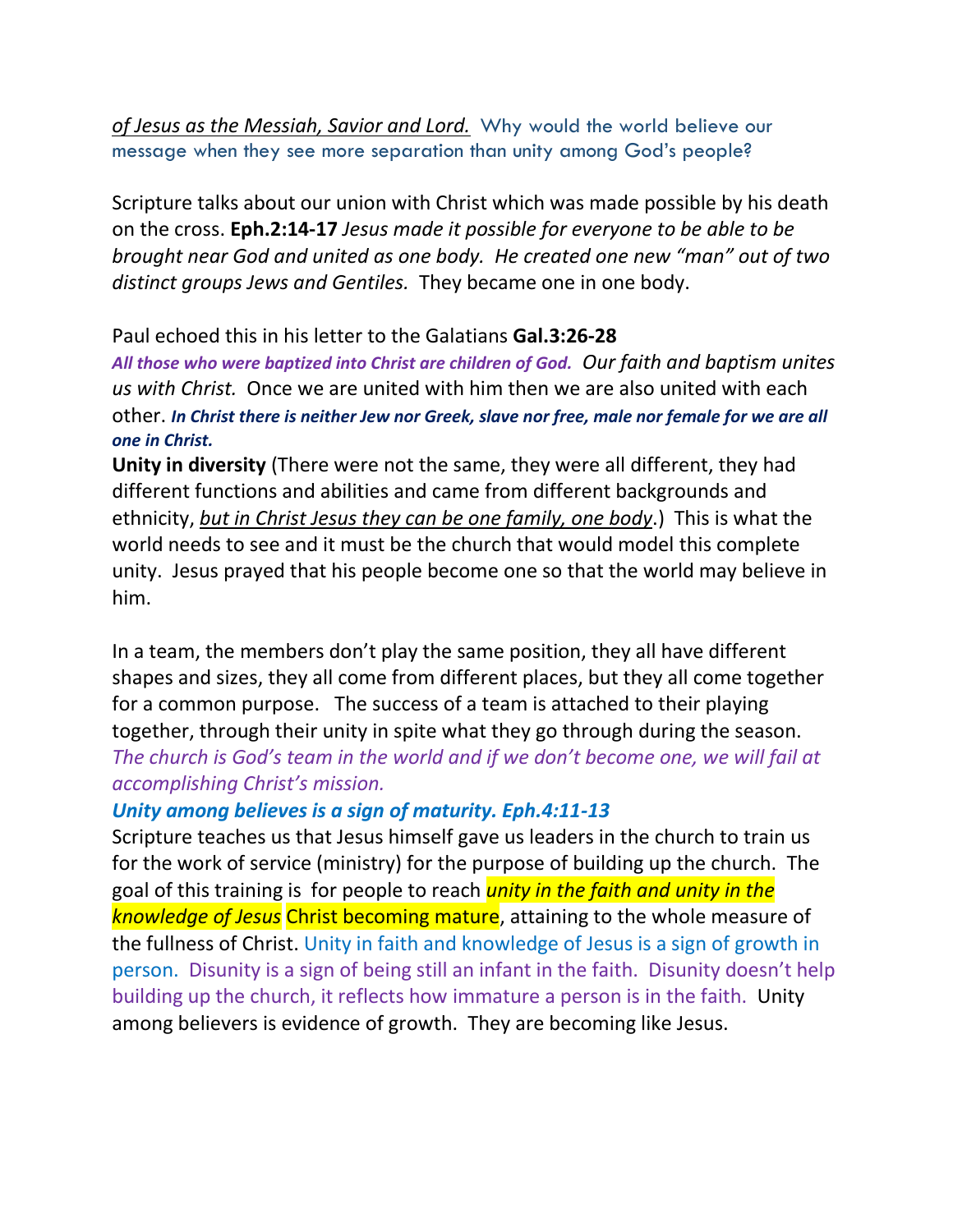*<u>of Jesus as the Messiah, Savior and Lord.</u>* Why would the world believe our message when they see more separation than unity among God's people?

Scripture talks about our union with Christ which was made possible by his death on the cross. **Eph.2:14-17** *Jesus made it possible for everyone to be able to be brought near God and united as one body. He created one new "man" out of two distinct groups Jews and Gentiles.* They became one in one body.

Paul echoed this in his letter to the Galatians **Gal.3:26-28**
***All those who were baptized into Christ are children of God.*** *Our faith and baptism unites us with Christ.* Once we are united with him then we are also united with each other. ***In Christ there is neither Jew nor Greek, slave nor free, male nor female for we are all one in Christ.***
**Unity in diversity** (There were not the same, they were all different, they had different functions and abilities and came from different backgrounds and ethnicity, *<u>but in Christ Jesus they can be one family, one body</u>*.) This is what the world needs to see and it must be the church that would model this complete unity. Jesus prayed that his people become one so that the world may believe in him.

In a team, the members don't play the same position, they all have different shapes and sizes, they all come from different places, but they all come together for a common purpose. The success of a team is attached to their playing together, through their unity in spite what they go through during the season. *The church is God's team in the world and if we don't become one, we will fail at accomplishing Christ's mission.*
***Unity among believes is a sign of maturity. Eph.4:11-13***
Scripture teaches us that Jesus himself gave us leaders in the church to train us for the work of service (ministry) for the purpose of building up the church. The goal of this training is for people to reach *unity in the faith and unity in the knowledge of Jesus* Christ becoming mature, attaining to the whole measure of the fullness of Christ. Unity in faith and knowledge of Jesus is a sign of growth in person. Disunity is a sign of being still an infant in the faith. Disunity doesn't help building up the church, it reflects how immature a person is in the faith. Unity among believers is evidence of growth. They are becoming like Jesus.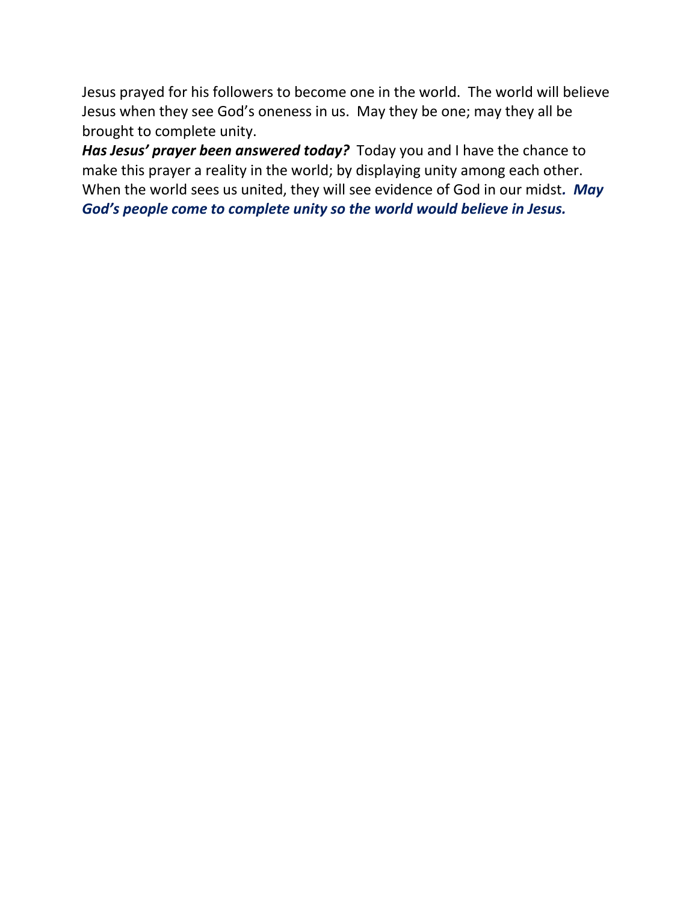Jesus prayed for his followers to become one in the world. The world will believe Jesus when they see God's oneness in us. May they be one; may they all be brought to complete unity.

***Has Jesus' prayer been answered today?*** Today you and I have the chance to make this prayer a reality in the world; by displaying unity among each other. When the world sees us united, they will see evidence of God in our midst***. May God's people come to complete unity so the world would believe in Jesus.***